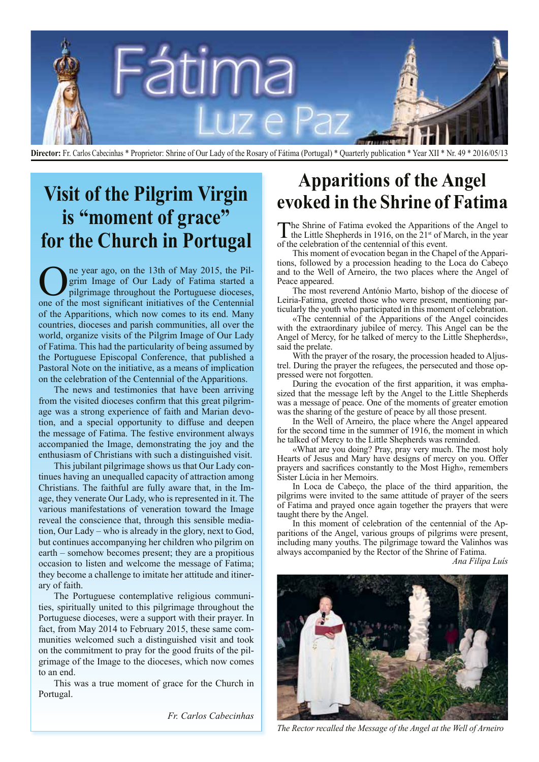# Fátima Luz e Paz

**Director:** Fr. Carlos Cabecinhas * Proprietor: Shrine of Our Lady of the Rosary of Fátima (Portugal) * Quarterly publication * Year XII * Nr. 49 * 2016/05/13

## Visit of the Pilgrim Virgin is "moment of grace" for the Church in Portugal

One year ago, on the 13th of May 2015, the Pilgrim Image of Our Lady of Fatima started a pilgrimage throughout the Portuguese dioceses, one of the most significant initiatives of the Centennial of the Apparitions, which now comes to its end. Many countries, dioceses and parish communities, all over the world, organize visits of the Pilgrim Image of Our Lady of Fatima. This had the particularity of being assumed by the Portuguese Episcopal Conference, that published a Pastoral Note on the initiative, as a means of implication on the celebration of the Centennial of the Apparitions.

The news and testimonies that have been arriving from the visited dioceses confirm that this great pilgrimage was a strong experience of faith and Marian devotion, and a special opportunity to diffuse and deepen the message of Fatima. The festive environment always accompanied the Image, demonstrating the joy and the enthusiasm of Christians with such a distinguished visit.

This jubilant pilgrimage shows us that Our Lady continues having an unequalled capacity of attraction among Christians. The faithful are fully aware that, in the Image, they venerate Our Lady, who is represented in it. The various manifestations of veneration toward the Image reveal the conscience that, through this sensible mediation, Our Lady – who is already in the glory, next to God, but continues accompanying her children who pilgrim on earth – somehow becomes present; they are a propitious occasion to listen and welcome the message of Fatima; they become a challenge to imitate her attitude and itinerary of faith.

The Portuguese contemplative religious communities, spiritually united to this pilgrimage throughout the Portuguese dioceses, were a support with their prayer. In fact, from May 2014 to February 2015, these same communities welcomed such a distinguished visit and took on the commitment to pray for the good fruits of the pilgrimage of the Image to the dioceses, which now comes to an end.

This was a true moment of grace for the Church in Portugal.

*Fr. Carlos Cabecinhas*

## Apparitions of the Angel evoked in the Shrine of Fatima

The Shrine of Fatima evoked the Apparitions of the Angel to the Little Shepherds in 1916, on the 21st of March, in the year of the celebration of the centennial of this event.

This moment of evocation began in the Chapel of the Apparitions, followed by a procession heading to the Loca do Cabeço and to the Well of Arneiro, the two places where the Angel of Peace appeared.

The most reverend António Marto, bishop of the diocese of Leiria-Fatima, greeted those who were present, mentioning particularly the youth who participated in this moment of celebration.

«The centennial of the Apparitions of the Angel coincides with the extraordinary jubilee of mercy. This Angel can be the Angel of Mercy, for he talked of mercy to the Little Shepherds», said the prelate.

With the prayer of the rosary, the procession headed to Aljustrel. During the prayer the refugees, the persecuted and those oppressed were not forgotten.

During the evocation of the first apparition, it was emphasized that the message left by the Angel to the Little Shepherds was a message of peace. One of the moments of greater emotion was the sharing of the gesture of peace by all those present.

In the Well of Arneiro, the place where the Angel appeared for the second time in the summer of 1916, the moment in which he talked of Mercy to the Little Shepherds was reminded.

«What are you doing? Pray, pray very much. The most holy Hearts of Jesus and Mary have designs of mercy on you. Offer prayers and sacrifices constantly to the Most High», remembers Sister Lúcia in her Memoirs.

In Loca de Cabeço, the place of the third apparition, the pilgrims were invited to the same attitude of prayer of the seers of Fatima and prayed once again together the prayers that were taught there by the Angel.

In this moment of celebration of the centennial of the Apparitions of the Angel, various groups of pilgrims were present, including many youths. The pilgrimage toward the Valinhos was always accompanied by the Rector of the Shrine of Fatima.

*Ana Filipa Luís*

*The Rector recalled the Message of the Angel at the Well of Arneiro*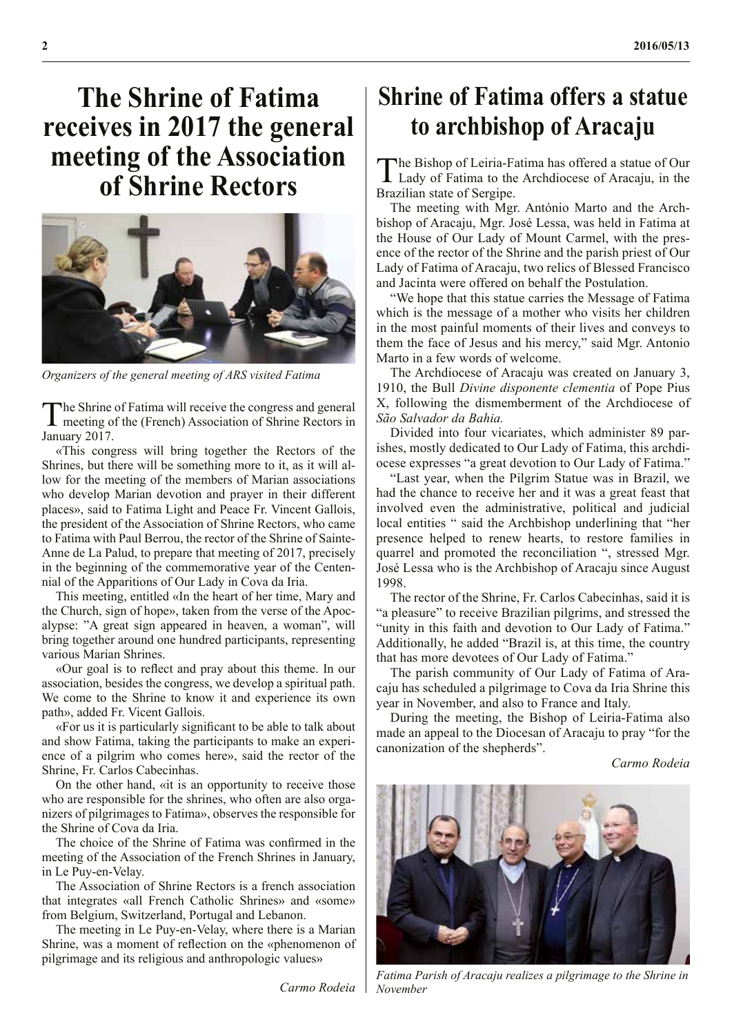# The Shrine of Fatima receives in 2017 the general meeting of the Association of Shrine Rectors

*Organizers of the general meeting of ARS visited Fatima*

The Shrine of Fatima will receive the congress and general meeting of the (French) Association of Shrine Rectors in January 2017.

«This congress will bring together the Rectors of the Shrines, but there will be something more to it, as it will allow for the meeting of the members of Marian associations who develop Marian devotion and prayer in their different places», said to Fatima Light and Peace Fr. Vincent Gallois, the president of the Association of Shrine Rectors, who came to Fatima with Paul Berrou, the rector of the Shrine of Sainte-Anne de La Palud, to prepare that meeting of 2017, precisely in the beginning of the commemorative year of the Centennial of the Apparitions of Our Lady in Cova da Iria.

This meeting, entitled «In the heart of her time, Mary and the Church, sign of hope», taken from the verse of the Apocalypse: "A great sign appeared in heaven, a woman", will bring together around one hundred participants, representing various Marian Shrines.

«Our goal is to reflect and pray about this theme. In our association, besides the congress, we develop a spiritual path. We come to the Shrine to know it and experience its own path», added Fr. Vicent Gallois.

«For us it is particularly significant to be able to talk about and show Fatima, taking the participants to make an experience of a pilgrim who comes here», said the rector of the Shrine, Fr. Carlos Cabecinhas.

On the other hand, «it is an opportunity to receive those who are responsible for the shrines, who often are also organizers of pilgrimages to Fatima», observes the responsible for the Shrine of Cova da Iria.

The choice of the Shrine of Fatima was confirmed in the meeting of the Association of the French Shrines in January, in Le Puy-en-Velay.

The Association of Shrine Rectors is a french association that integrates «all French Catholic Shrines» and «some» from Belgium, Switzerland, Portugal and Lebanon.

The meeting in Le Puy-en-Velay, where there is a Marian Shrine, was a moment of reflection on the «phenomenon of pilgrimage and its religious and anthropologic values»

*Carmo Rodeia*

# Shrine of Fatima offers a statue to archbishop of Aracaju

The Bishop of Leiria-Fatima has offered a statue of Our Lady of Fatima to the Archdiocese of Aracaju, in the Brazilian state of Sergipe.

The meeting with Mgr. António Marto and the Archbishop of Aracaju, Mgr. José Lessa, was held in Fatima at the House of Our Lady of Mount Carmel, with the presence of the rector of the Shrine and the parish priest of Our Lady of Fatima of Aracaju, two relics of Blessed Francisco and Jacinta were offered on behalf the Postulation.

"We hope that this statue carries the Message of Fatima which is the message of a mother who visits her children in the most painful moments of their lives and conveys to them the face of Jesus and his mercy," said Mgr. Antonio Marto in a few words of welcome.

The Archdiocese of Aracaju was created on January 3, 1910, the Bull *Divine disponente clementia* of Pope Pius X, following the dismemberment of the Archdiocese of *São Salvador da Bahia.*

Divided into four vicariates, which administer 89 parishes, mostly dedicated to Our Lady of Fatima, this archdiocese expresses "a great devotion to Our Lady of Fatima."

"Last year, when the Pilgrim Statue was in Brazil, we had the chance to receive her and it was a great feast that involved even the administrative, political and judicial local entities " said the Archbishop underlining that "her presence helped to renew hearts, to restore families in quarrel and promoted the reconciliation ", stressed Mgr. José Lessa who is the Archbishop of Aracaju since August 1998.

The rector of the Shrine, Fr. Carlos Cabecinhas, said it is "a pleasure" to receive Brazilian pilgrims, and stressed the "unity in this faith and devotion to Our Lady of Fatima." Additionally, he added "Brazil is, at this time, the country that has more devotees of Our Lady of Fatima."

The parish community of Our Lady of Fatima of Aracaju has scheduled a pilgrimage to Cova da Iria Shrine this year in November, and also to France and Italy.

During the meeting, the Bishop of Leiria-Fatima also made an appeal to the Diocesan of Aracaju to pray "for the canonization of the shepherds".

*Carmo Rodeia*

*Fatima Parish of Aracaju realizes a pilgrimage to the Shrine in November*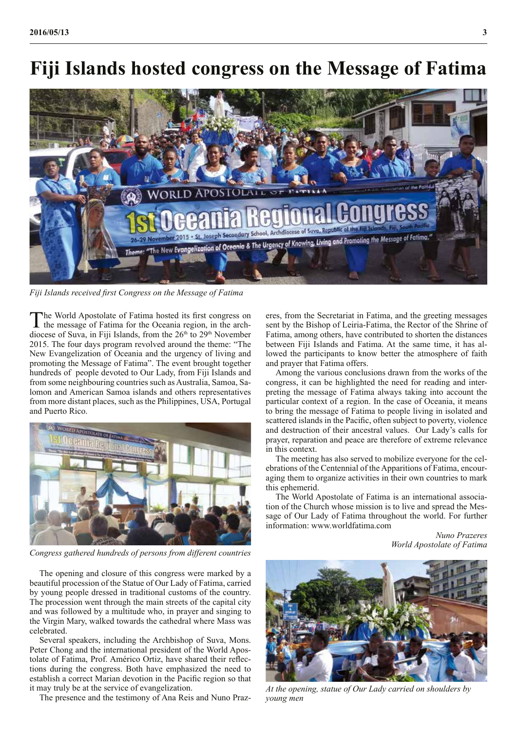# Fiji Islands hosted congress on the Message of Fatima

*Fiji Islands received first Congress on the Message of Fatima*

The World Apostolate of Fatima hosted its first congress on the message of Fatima for the Oceania region, in the archdiocese of Suva, in Fiji Islands, from the 26th to 29th November 2015. The four days program revolved around the theme: "The New Evangelization of Oceania and the urgency of living and promoting the Message of Fatima". The event brought together hundreds of people devoted to Our Lady, from Fiji Islands and from some neighbouring countries such as Australia, Samoa, Salomon and American Samoa islands and others representatives from more distant places, such as the Philippines, USA, Portugal and Puerto Rico.

*Congress gathered hundreds of persons from different countries*

The opening and closure of this congress were marked by a beautiful procession of the Statue of Our Lady of Fatima, carried by young people dressed in traditional customs of the country. The procession went through the main streets of the capital city and was followed by a multitude who, in prayer and singing to the Virgin Mary, walked towards the cathedral where Mass was celebrated.

Several speakers, including the Archbishop of Suva, Mons. Peter Chong and the international president of the World Apostolate of Fatima, Prof. Américo Ortiz, have shared their reflections during the congress. Both have emphasized the need to establish a correct Marian devotion in the Pacific region so that it may truly be at the service of evangelization.

The presence and the testimony of Ana Reis and Nuno Prazeres, from the Secretariat in Fatima, and the greeting messages sent by the Bishop of Leiria-Fatima, the Rector of the Shrine of Fatima, among others, have contributed to shorten the distances between Fiji Islands and Fatima. At the same time, it has allowed the participants to know better the atmosphere of faith and prayer that Fatima offers.

Among the various conclusions drawn from the works of the congress, it can be highlighted the need for reading and interpreting the message of Fatima always taking into account the particular context of a region. In the case of Oceania, it means to bring the message of Fatima to people living in isolated and scattered islands in the Pacific, often subject to poverty, violence and destruction of their ancestral values. Our Lady's calls for prayer, reparation and peace are therefore of extreme relevance in this context.

The meeting has also served to mobilize everyone for the celebrations of the Centennial of the Apparitions of Fatima, encouraging them to organize activities in their own countries to mark this ephemerid.

The World Apostolate of Fatima is an international association of the Church whose mission is to live and spread the Message of Our Lady of Fatima throughout the world. For further information: www.worldfatima.com

*Nuno Prazeres*
*World Apostolate of Fatima*

*At the opening, statue of Our Lady carried on shoulders by young men*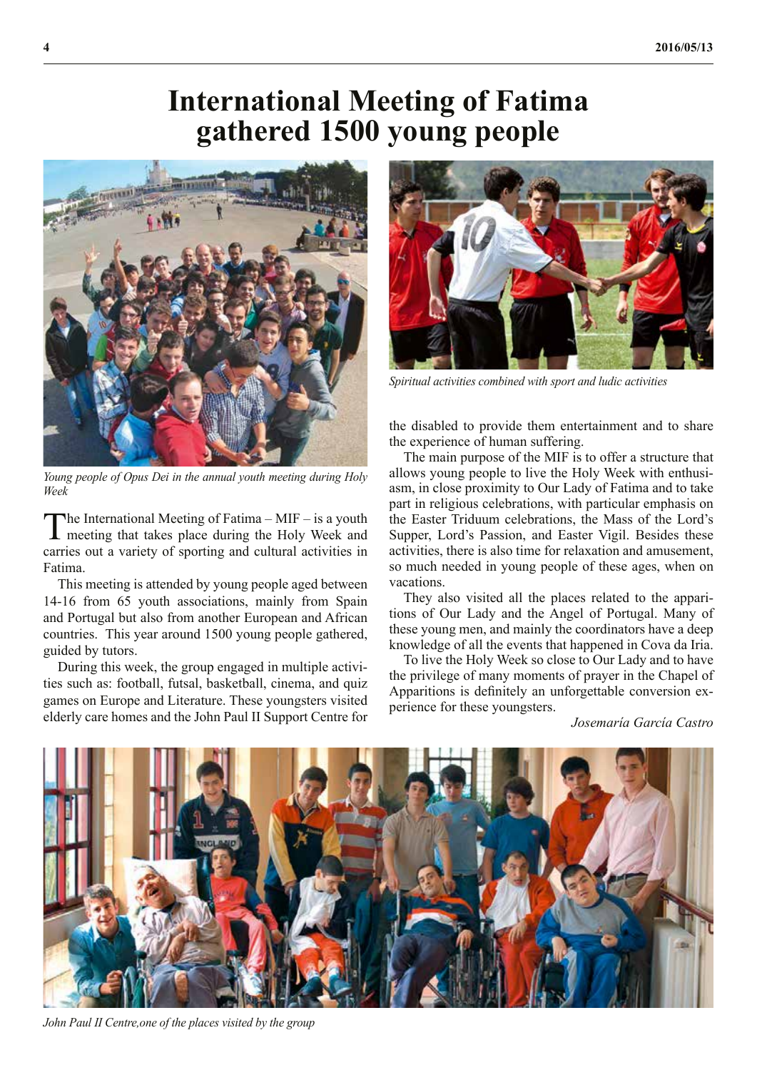# International Meeting of Fatima gathered 1500 young people

*Young people of Opus Dei in the annual youth meeting during Holy Week*

The International Meeting of Fatima – MIF – is a youth meeting that takes place during the Holy Week and carries out a variety of sporting and cultural activities in Fatima.

This meeting is attended by young people aged between 14-16 from 65 youth associations, mainly from Spain and Portugal but also from another European and African countries. This year around 1500 young people gathered, guided by tutors.

During this week, the group engaged in multiple activities such as: football, futsal, basketball, cinema, and quiz games on Europe and Literature. These youngsters visited elderly care homes and the John Paul II Support Centre for the disabled to provide them entertainment and to share the experience of human suffering.

*Spiritual activities combined with sport and ludic activities*

The main purpose of the MIF is to offer a structure that allows young people to live the Holy Week with enthusiasm, in close proximity to Our Lady of Fatima and to take part in religious celebrations, with particular emphasis on the Easter Triduum celebrations, the Mass of the Lord's Supper, Lord's Passion, and Easter Vigil. Besides these activities, there is also time for relaxation and amusement, so much needed in young people of these ages, when on vacations.

They also visited all the places related to the apparitions of Our Lady and the Angel of Portugal. Many of these young men, and mainly the coordinators have a deep knowledge of all the events that happened in Cova da Iria.

To live the Holy Week so close to Our Lady and to have the privilege of many moments of prayer in the Chapel of Apparitions is definitely an unforgettable conversion experience for these youngsters.

*Josemaría García Castro*

*John Paul II Centre,one of the places visited by the group*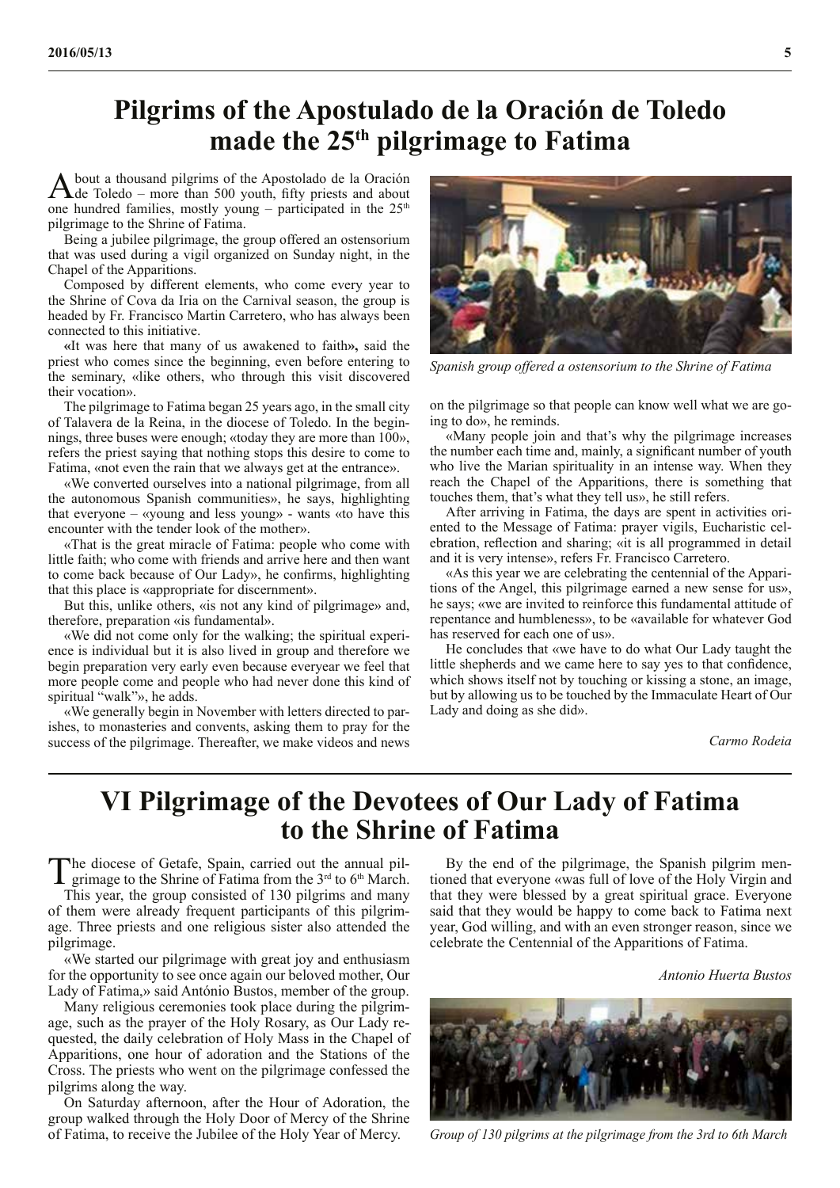# Pilgrims of the Apostulado de la Oración de Toledo made the 25th pilgrimage to Fatima

About a thousand pilgrims of the Apostolado de la Oración de Toledo – more than 500 youth, fifty priests and about one hundred families, mostly young – participated in the 25th pilgrimage to the Shrine of Fatima.

Being a jubilee pilgrimage, the group offered an ostensorium that was used during a vigil organized on Sunday night, in the Chapel of the Apparitions.

Composed by different elements, who come every year to the Shrine of Cova da Iria on the Carnival season, the group is headed by Fr. Francisco Martin Carretero, who has always been connected to this initiative.

«It was here that many of us awakened to faith», said the priest who comes since the beginning, even before entering to the seminary, «like others, who through this visit discovered their vocation».

The pilgrimage to Fatima began 25 years ago, in the small city of Talavera de la Reina, in the diocese of Toledo. In the beginnings, three buses were enough; «today they are more than 100», refers the priest saying that nothing stops this desire to come to Fatima, «not even the rain that we always get at the entrance».

«We converted ourselves into a national pilgrimage, from all the autonomous Spanish communities», he says, highlighting that everyone – «young and less young» - wants «to have this encounter with the tender look of the mother».

«That is the great miracle of Fatima: people who come with little faith; who come with friends and arrive here and then want to come back because of Our Lady», he confirms, highlighting that this place is «appropriate for discernment».

But this, unlike others, «is not any kind of pilgrimage» and, therefore, preparation «is fundamental».

«We did not come only for the walking; the spiritual experience is individual but it is also lived in group and therefore we begin preparation very early even because everyear we feel that more people come and people who had never done this kind of spiritual "walk"», he adds.

«We generally begin in November with letters directed to parishes, to monasteries and convents, asking them to pray for the success of the pilgrimage. Thereafter, we make videos and news on the pilgrimage so that people can know well what we are going to do», he reminds.

*Spanish group offered a ostensorium to the Shrine of Fatima*

«Many people join and that's why the pilgrimage increases the number each time and, mainly, a significant number of youth who live the Marian spirituality in an intense way. When they reach the Chapel of the Apparitions, there is something that touches them, that's what they tell us», he still refers.

After arriving in Fatima, the days are spent in activities oriented to the Message of Fatima: prayer vigils, Eucharistic celebration, reflection and sharing; «it is all programmed in detail and it is very intense», refers Fr. Francisco Carretero.

«As this year we are celebrating the centennial of the Apparitions of the Angel, this pilgrimage earned a new sense for us», he says; «we are invited to reinforce this fundamental attitude of repentance and humbleness», to be «available for whatever God has reserved for each one of us».

He concludes that «we have to do what Our Lady taught the little shepherds and we came here to say yes to that confidence, which shows itself not by touching or kissing a stone, an image, but by allowing us to be touched by the Immaculate Heart of Our Lady and doing as she did».

*Carmo Rodeia*

# VI Pilgrimage of the Devotees of Our Lady of Fatima to the Shrine of Fatima

The diocese of Getafe, Spain, carried out the annual pilgrimage to the Shrine of Fatima from the 3rd to 6th March. This year, the group consisted of 130 pilgrims and many of them were already frequent participants of this pilgrimage. Three priests and one religious sister also attended the pilgrimage.

«We started our pilgrimage with great joy and enthusiasm for the opportunity to see once again our beloved mother, Our Lady of Fatima,» said António Bustos, member of the group.

Many religious ceremonies took place during the pilgrimage, such as the prayer of the Holy Rosary, as Our Lady requested, the daily celebration of Holy Mass in the Chapel of Apparitions, one hour of adoration and the Stations of the Cross. The priests who went on the pilgrimage confessed the pilgrims along the way.

On Saturday afternoon, after the Hour of Adoration, the group walked through the Holy Door of Mercy of the Shrine of Fatima, to receive the Jubilee of the Holy Year of Mercy.

By the end of the pilgrimage, the Spanish pilgrim mentioned that everyone «was full of love of the Holy Virgin and that they were blessed by a great spiritual grace. Everyone said that they would be happy to come back to Fatima next year, God willing, and with an even stronger reason, since we celebrate the Centennial of the Apparitions of Fatima.

*Antonio Huerta Bustos*

*Group of 130 pilgrims at the pilgrimage from the 3rd to 6th March*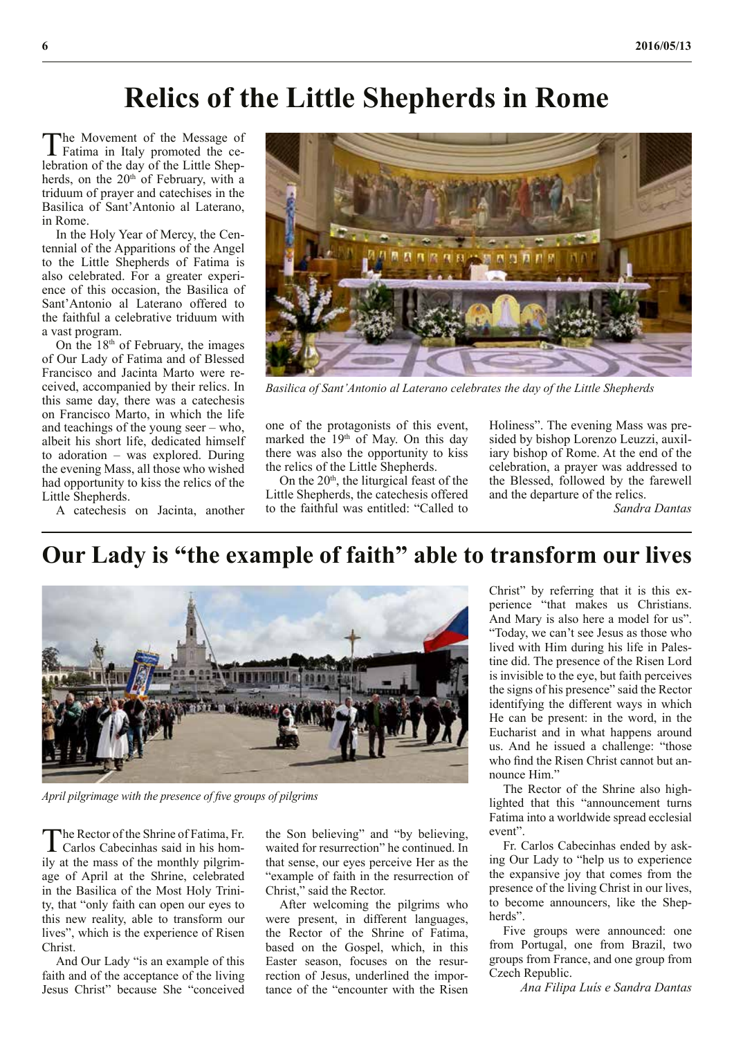# Relics of the Little Shepherds in Rome

The Movement of the Message of Fatima in Italy promoted the celebration of the day of the Little Shepherds, on the 20th of February, with a triduum of prayer and catechises in the Basilica of Sant'Antonio al Laterano, in Rome.

In the Holy Year of Mercy, the Centennial of the Apparitions of the Angel to the Little Shepherds of Fatima is also celebrated. For a greater experience of this occasion, the Basilica of Sant'Antonio al Laterano offered to the faithful a celebrative triduum with a vast program.

On the 18th of February, the images of Our Lady of Fatima and of Blessed Francisco and Jacinta Marto were received, accompanied by their relics. In this same day, there was a catechesis on Francisco Marto, in which the life and teachings of the young seer – who, albeit his short life, dedicated himself to adoration – was explored. During the evening Mass, all those who wished had opportunity to kiss the relics of the Little Shepherds.

A catechesis on Jacinta, another one of the protagonists of this event, marked the 19th of May. On this day there was also the opportunity to kiss the relics of the Little Shepherds.

On the 20th, the liturgical feast of the Little Shepherds, the catechesis offered to the faithful was entitled: "Called to Holiness". The evening Mass was presided by bishop Lorenzo Leuzzi, auxiliary bishop of Rome. At the end of the celebration, a prayer was addressed to the Blessed, followed by the farewell and the departure of the relics.

*Basilica of Sant'Antonio al Laterano celebrates the day of the Little Shepherds*

*Sandra Dantas*

# Our Lady is "the example of faith" able to transform our lives

*April pilgrimage with the presence of five groups of pilgrims*

The Rector of the Shrine of Fatima, Fr. Carlos Cabecinhas said in his homily at the mass of the monthly pilgrimage of April at the Shrine, celebrated in the Basilica of the Most Holy Trinity, that "only faith can open our eyes to this new reality, able to transform our lives", which is the experience of Risen Christ.

And Our Lady "is an example of this faith and of the acceptance of the living Jesus Christ" because She "conceived the Son believing" and "by believing, waited for resurrection" he continued. In that sense, our eyes perceive Her as the "example of faith in the resurrection of Christ," said the Rector.

After welcoming the pilgrims who were present, in different languages, the Rector of the Shrine of Fatima, based on the Gospel, which, in this Easter season, focuses on the resurrection of Jesus, underlined the importance of the "encounter with the Risen Christ" by referring that it is this experience "that makes us Christians. And Mary is also here a model for us". "Today, we can't see Jesus as those who lived with Him during his life in Palestine did. The presence of the Risen Lord is invisible to the eye, but faith perceives the signs of his presence" said the Rector identifying the different ways in which He can be present: in the word, in the Eucharist and in what happens around us. And he issued a challenge: "those who find the Risen Christ cannot but announce Him."

The Rector of the Shrine also highlighted that this "announcement turns Fatima into a worldwide spread ecclesial event".

Fr. Carlos Cabecinhas ended by asking Our Lady to "help us to experience the expansive joy that comes from the presence of the living Christ in our lives, to become announcers, like the Shepherds".

Five groups were announced: one from Portugal, one from Brazil, two groups from France, and one group from Czech Republic.

*Ana Filipa Luís e Sandra Dantas*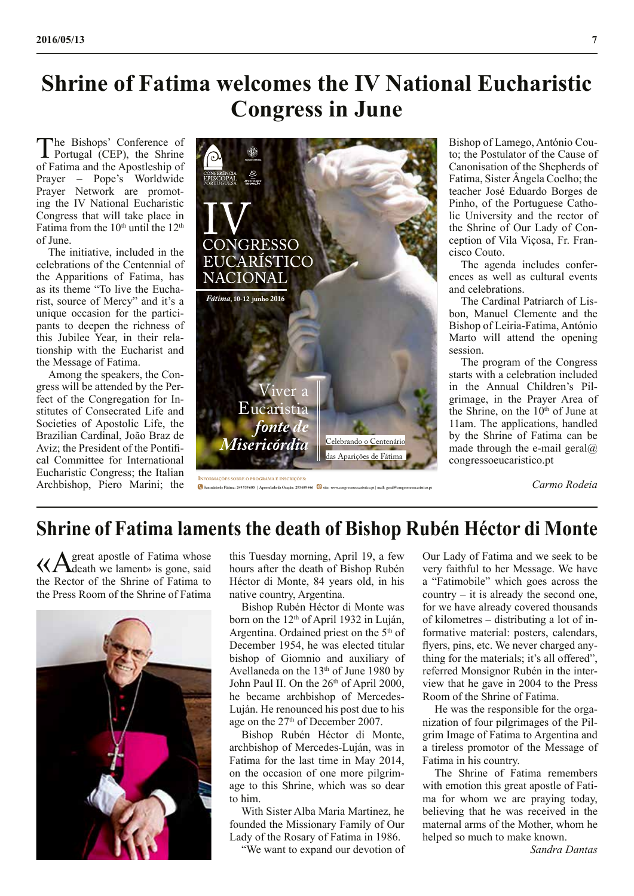# Shrine of Fatima welcomes the IV National Eucharistic Congress in June

The Bishops' Conference of Portugal (CEP), the Shrine of Fatima and the Apostleship of Prayer – Pope's Worldwide Prayer Network are promoting the IV National Eucharistic Congress that will take place in Fatima from the 10th until the 12th of June.

The initiative, included in the celebrations of the Centennial of the Apparitions of Fatima, has as its theme "To live the Eucharist, source of Mercy" and it's a unique occasion for the participants to deepen the richness of this Jubilee Year, in their relationship with the Eucharist and the Message of Fatima.

Among the speakers, the Congress will be attended by the Perfect of the Congregation for Institutes of Consecrated Life and Societies of Apostolic Life, the Brazilian Cardinal, João Braz de Aviz; the President of the Pontifical Committee for International Eucharistic Congress; the Italian Archbishop, Piero Marini; the Bishop of Lamego, António Couto; the Postulator of the Cause of Canonisation of the Shepherds of Fatima, Sister Ângela Coelho; the teacher José Eduardo Borges de Pinho, of the Portuguese Catholic University and the rector of the Shrine of Our Lady of Conception of Vila Viçosa, Fr. Francisco Couto.

The agenda includes conferences as well as cultural events and celebrations.

The Cardinal Patriarch of Lisbon, Manuel Clemente and the Bishop of Leiria-Fatima, António Marto will attend the opening session.

The program of the Congress starts with a celebration included in the Annual Children's Pilgrimage, in the Prayer Area of the Shrine, on the 10th of June at 11am. The applications, handled by the Shrine of Fatima can be made through the e-mail geral@congressoeucaristico.pt

*Carmo Rodeia*

# Shrine of Fatima laments the death of Bishop Rubén Héctor di Monte

«A great apostle of Fatima whose death we lament» is gone, said the Rector of the Shrine of Fatima to the Press Room of the Shrine of Fatima this Tuesday morning, April 19, a few hours after the death of Bishop Rubén Héctor di Monte, 84 years old, in his native country, Argentina.

Bishop Rubén Héctor di Monte was born on the 12th of April 1932 in Luján, Argentina. Ordained priest on the 5th of December 1954, he was elected titular bishop of Giomnio and auxiliary of Avellaneda on the 13th of June 1980 by John Paul II. On the 26th of April 2000, he became archbishop of Mercedes-Luján. He renounced his post due to his age on the 27th of December 2007.

Bishop Rubén Héctor di Monte, archbishop of Mercedes-Luján, was in Fatima for the last time in May 2014, on the occasion of one more pilgrimage to this Shrine, which was so dear to him.

With Sister Alba Maria Martinez, he founded the Missionary Family of Our Lady of the Rosary of Fatima in 1986.

"We want to expand our devotion of Our Lady of Fatima and we seek to be very faithful to her Message. We have a "Fatimobile" which goes across the country – it is already the second one, for we have already covered thousands of kilometres – distributing a lot of informative material: posters, calendars, flyers, pins, etc. We never charged anything for the materials; it's all offered", referred Monsignor Rubén in the interview that he gave in 2004 to the Press Room of the Shrine of Fatima.

He was the responsible for the organization of four pilgrimages of the Pilgrim Image of Fatima to Argentina and a tireless promotor of the Message of Fatima in his country.

The Shrine of Fatima remembers with emotion this great apostle of Fatima for whom we are praying today, believing that he was received in the maternal arms of the Mother, whom he helped so much to make known.

*Sandra Dantas*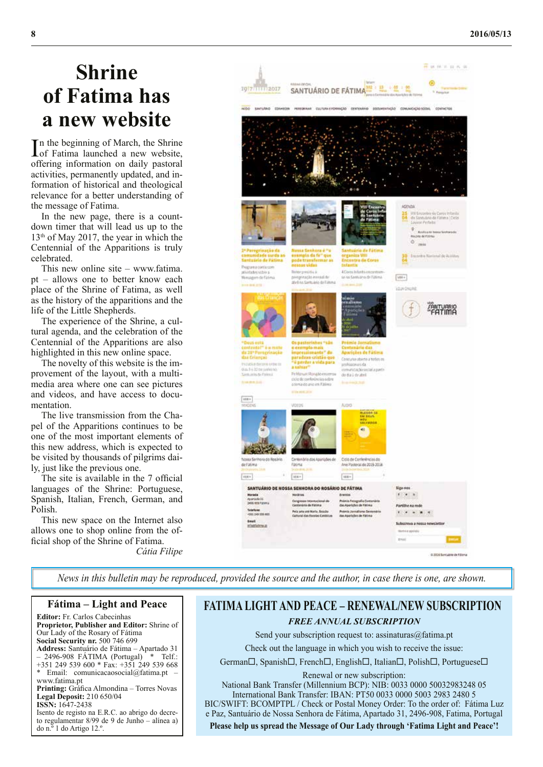# Shrine of Fatima has a new website

In the beginning of March, the Shrine of Fatima launched a new website, offering information on daily pastoral activities, permanently updated, and information of historical and theological relevance for a better understanding of the message of Fatima.

In the new page, there is a countdown timer that will lead us up to the 13th of May 2017, the year in which the Centennial of the Apparitions is truly celebrated.

This new online site – www.fatima.pt – allows one to better know each place of the Shrine of Fatima, as well as the history of the apparitions and the life of the Little Shepherds.

The experience of the Shrine, a cultural agenda, and the celebration of the Centennial of the Apparitions are also highlighted in this new online space.

The novelty of this website is the improvement of the layout, with a multimedia area where one can see pictures and videos, and have access to documentation.

The live transmission from the Chapel of the Apparitions continues to be one of the most important elements of this new address, which is expected to be visited by thousands of pilgrims daily, just like the previous one.

The site is available in the 7 official languages of the Shrine: Portuguese, Spanish, Italian, French, German, and Polish.

This new space on the Internet also allows one to shop online from the official shop of the Shrine of Fatima.

*Cátia Filipe*

*News in this bulletin may be reproduced, provided the source and the author, in case there is one, are shown.*

## Fátima – Light and Peace

**Editor:** Fr. Carlos Cabecinhas
**Proprietor, Publisher and Editor:** Shrine of Our Lady of the Rosary of Fátima
**Social Security nr.** 500 746 699
**Address:** Santuário de Fátima – Apartado 31 – 2496-908 FÁTIMA (Portugal) * Telf.: +351 249 539 600 * Fax: +351 249 539 668 * Email: comunicacaosocial@fatima.pt – www.fatima.pt
**Printing:** Gráfica Almondina – Torres Novas
**Legal Deposit:** 210 650/04
**ISSN:** 1647-2438
Isento de registo na E.R.C. ao abrigo do decreto regulamentar 8/99 de 9 de Junho – alínea a) do n.º 1 do Artigo 12.º.

## FATIMA LIGHT AND PEACE – RENEWAL/NEW SUBSCRIPTION

***FREE ANNUAL SUBSCRIPTION***

Send your subscription request to: assinaturas@fatima.pt

Check out the language in which you wish to receive the issue:

German☐, Spanish☐, French☐, English☐, Italian☐, Polish☐, Portuguese☐

Renewal or new subscription:
National Bank Transfer (Millennium BCP): NIB: 0033 0000 50032983248 05
International Bank Transfer: IBAN: PT50 0033 0000 5003 2983 2480 5
BIC/SWIFT: BCOMPTPL / Check or Postal Money Order: To the order of: Fátima Luz e Paz, Santuário de Nossa Senhora de Fátima, Apartado 31, 2496-908, Fatima, Portugal

**Please help us spread the Message of Our Lady through 'Fatima Light and Peace'!**